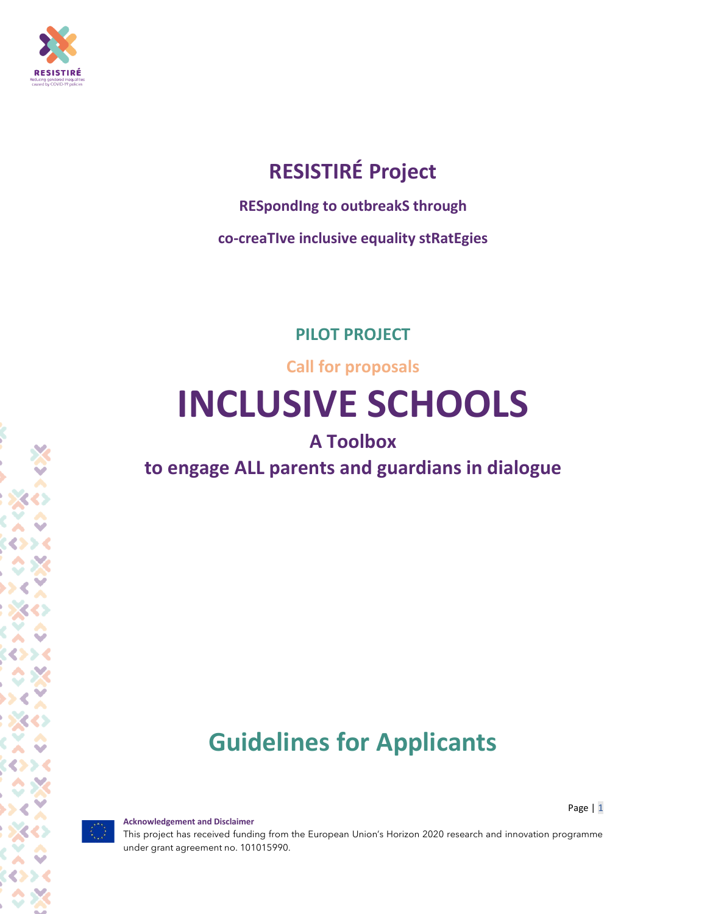RESISTIRÉ

Reducing gendered inequalities caused by COVID-19 policies

# RESISTIRÉ Project

**RESpondIng to outbreakS through**

**co-creaTIve inclusive equality stRatEgies**

## PILOT PROJECT

**Call for proposals**

# INCLUSIVE SCHOOLS

## A Toolbox

## to engage ALL parents and guardians in dialogue

# Guidelines for Applicants

**Acknowledgement and Disclaimer**

This project has received funding from the European Union's Horizon 2020 research and innovation programme under grant agreement no. 101015990.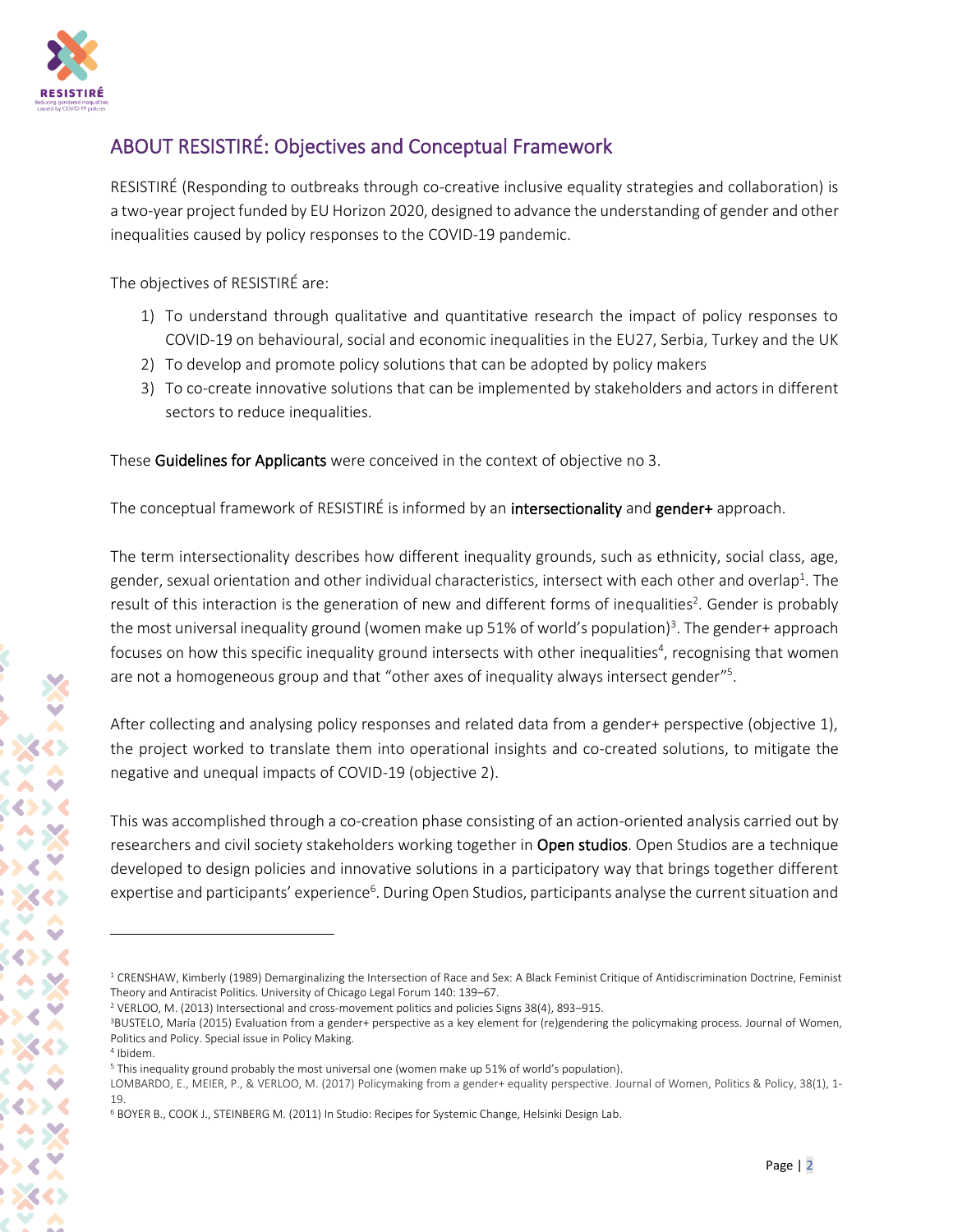## ABOUT RESISTIRÉ: Objectives and Conceptual Framework

RESISTIRÉ (Responding to outbreaks through co-creative inclusive equality strategies and collaboration) is a two-year project funded by EU Horizon 2020, designed to advance the understanding of gender and other inequalities caused by policy responses to the COVID-19 pandemic.

The objectives of RESISTIRÉ are:

1) To understand through qualitative and quantitative research the impact of policy responses to COVID-19 on behavioural, social and economic inequalities in the EU27, Serbia, Turkey and the UK
2) To develop and promote policy solutions that can be adopted by policy makers
3) To co-create innovative solutions that can be implemented by stakeholders and actors in different sectors to reduce inequalities.

These **Guidelines for Applicants** were conceived in the context of objective no 3.

The conceptual framework of RESISTIRÉ is informed by an **intersectionality** and **gender+** approach.

The term intersectionality describes how different inequality grounds, such as ethnicity, social class, age, gender, sexual orientation and other individual characteristics, intersect with each other and overlap[1]. The result of this interaction is the generation of new and different forms of inequalities[2]. Gender is probably the most universal inequality ground (women make up 51% of world's population)[3]. The gender+ approach focuses on how this specific inequality ground intersects with other inequalities[4], recognising that women are not a homogeneous group and that "other axes of inequality always intersect gender"[5].

After collecting and analysing policy responses and related data from a gender+ perspective (objective 1), the project worked to translate them into operational insights and co-created solutions, to mitigate the negative and unequal impacts of COVID-19 (objective 2).

This was accomplished through a co-creation phase consisting of an action-oriented analysis carried out by researchers and civil society stakeholders working together in **Open studios**. Open Studios are a technique developed to design policies and innovative solutions in a participatory way that brings together different expertise and participants' experience[6]. During Open Studios, participants analyse the current situation and

---

[1] CRENSHAW, Kimberly (1989) Demarginalizing the Intersection of Race and Sex: A Black Feminist Critique of Antidiscrimination Doctrine, Feminist Theory and Antiracist Politics. University of Chicago Legal Forum 140: 139–67.

[2] VERLOO, M. (2013) Intersectional and cross-movement politics and policies Signs 38(4), 893–915.

[3] BUSTELO, María (2015) Evaluation from a gender+ perspective as a key element for (re)gendering the policymaking process. Journal of Women, Politics and Policy. Special issue in Policy Making.

[4] Ibidem.

[5] This inequality ground probably the most universal one (women make up 51% of world's population).
LOMBARDO, E., MEIER, P., & VERLOO, M. (2017) Policymaking from a gender+ equality perspective. Journal of Women, Politics & Policy, 38(1), 1-19.

[6] BOYER B., COOK J., STEINBERG M. (2011) In Studio: Recipes for Systemic Change, Helsinki Design Lab.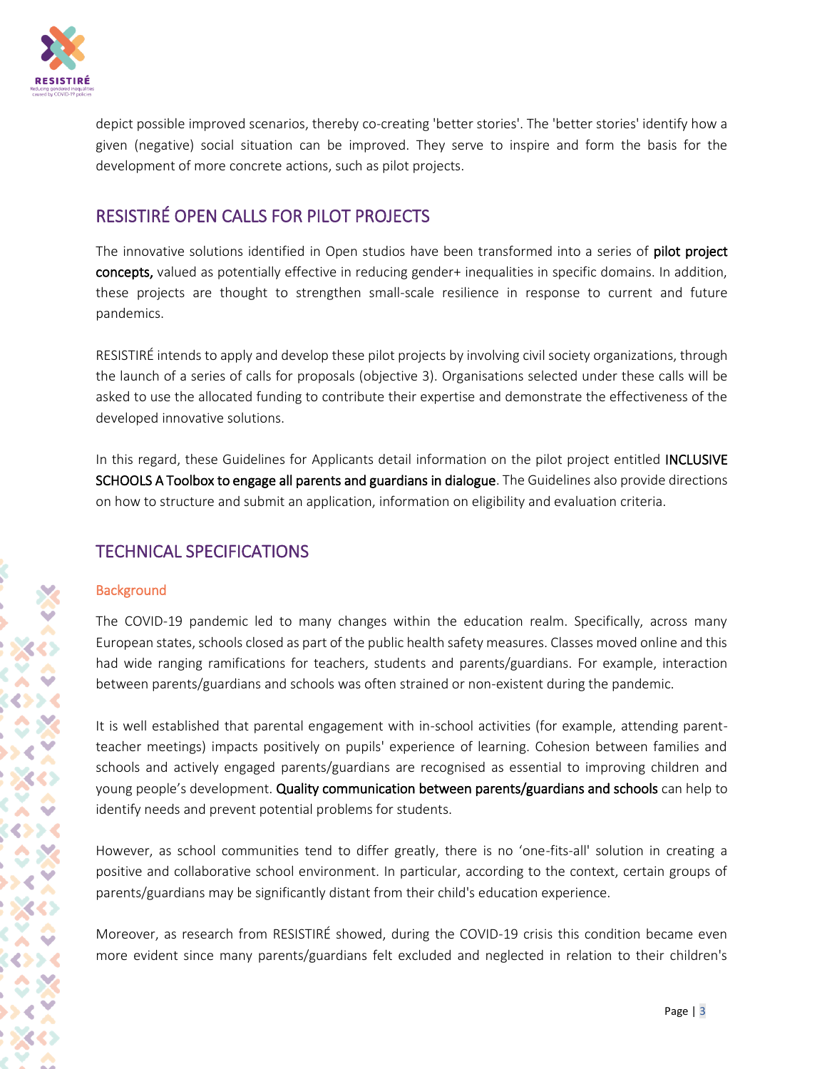depict possible improved scenarios, thereby co-creating 'better stories'. The 'better stories' identify how a given (negative) social situation can be improved. They serve to inspire and form the basis for the development of more concrete actions, such as pilot projects.

## RESISTIRÉ OPEN CALLS FOR PILOT PROJECTS

The innovative solutions identified in Open studios have been transformed into a series of **pilot project concepts,** valued as potentially effective in reducing gender+ inequalities in specific domains. In addition, these projects are thought to strengthen small-scale resilience in response to current and future pandemics.

RESISTIRÉ intends to apply and develop these pilot projects by involving civil society organizations, through the launch of a series of calls for proposals (objective 3). Organisations selected under these calls will be asked to use the allocated funding to contribute their expertise and demonstrate the effectiveness of the developed innovative solutions.

In this regard, these Guidelines for Applicants detail information on the pilot project entitled **INCLUSIVE SCHOOLS A Toolbox to engage all parents and guardians in dialogue**. The Guidelines also provide directions on how to structure and submit an application, information on eligibility and evaluation criteria.

## TECHNICAL SPECIFICATIONS

### Background

The COVID-19 pandemic led to many changes within the education realm. Specifically, across many European states, schools closed as part of the public health safety measures. Classes moved online and this had wide ranging ramifications for teachers, students and parents/guardians. For example, interaction between parents/guardians and schools was often strained or non-existent during the pandemic.

It is well established that parental engagement with in-school activities (for example, attending parent-teacher meetings) impacts positively on pupils' experience of learning. Cohesion between families and schools and actively engaged parents/guardians are recognised as essential to improving children and young people's development. **Quality communication between parents/guardians and schools** can help to identify needs and prevent potential problems for students.

However, as school communities tend to differ greatly, there is no 'one-fits-all' solution in creating a positive and collaborative school environment. In particular, according to the context, certain groups of parents/guardians may be significantly distant from their child's education experience.

Moreover, as research from RESISTIRÉ showed, during the COVID-19 crisis this condition became even more evident since many parents/guardians felt excluded and neglected in relation to their children's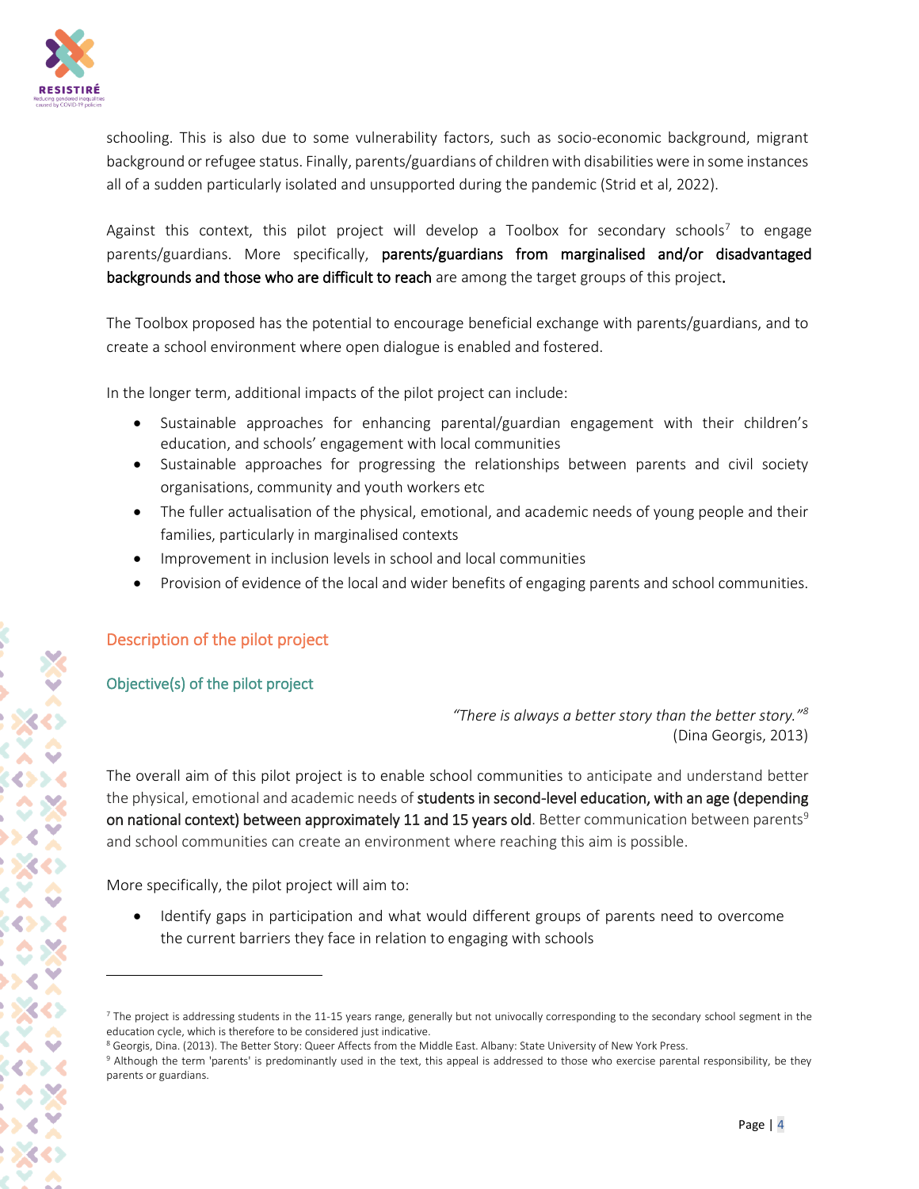schooling. This is also due to some vulnerability factors, such as socio-economic background, migrant background or refugee status. Finally, parents/guardians of children with disabilities were in some instances all of a sudden particularly isolated and unsupported during the pandemic (Strid et al, 2022).

Against this context, this pilot project will develop a Toolbox for secondary schools[7] to engage parents/guardians. More specifically, **parents/guardians from marginalised and/or disadvantaged backgrounds and those who are difficult to reach** are among the target groups of this project.

The Toolbox proposed has the potential to encourage beneficial exchange with parents/guardians, and to create a school environment where open dialogue is enabled and fostered.

In the longer term, additional impacts of the pilot project can include:

- Sustainable approaches for enhancing parental/guardian engagement with their children's education, and schools' engagement with local communities
- Sustainable approaches for progressing the relationships between parents and civil society organisations, community and youth workers etc
- The fuller actualisation of the physical, emotional, and academic needs of young people and their families, particularly in marginalised contexts
- Improvement in inclusion levels in school and local communities
- Provision of evidence of the local and wider benefits of engaging parents and school communities.

## Description of the pilot project

### Objective(s) of the pilot project

*"There is always a better story than the better story."*[8]
(Dina Georgis, 2013)

The overall aim of this pilot project is to enable school communities to anticipate and understand better the physical, emotional and academic needs of **students in second-level education, with an age (depending on national context) between approximately 11 and 15 years old**. Better communication between parents[9] and school communities can create an environment where reaching this aim is possible.

More specifically, the pilot project will aim to:

- Identify gaps in participation and what would different groups of parents need to overcome the current barriers they face in relation to engaging with schools

---

[7] The project is addressing students in the 11-15 years range, generally but not univocally corresponding to the secondary school segment in the education cycle, which is therefore to be considered just indicative.

[8] Georgis, Dina. (2013). The Better Story: Queer Affects from the Middle East. Albany: State University of New York Press.

[9] Although the term 'parents' is predominantly used in the text, this appeal is addressed to those who exercise parental responsibility, be they parents or guardians.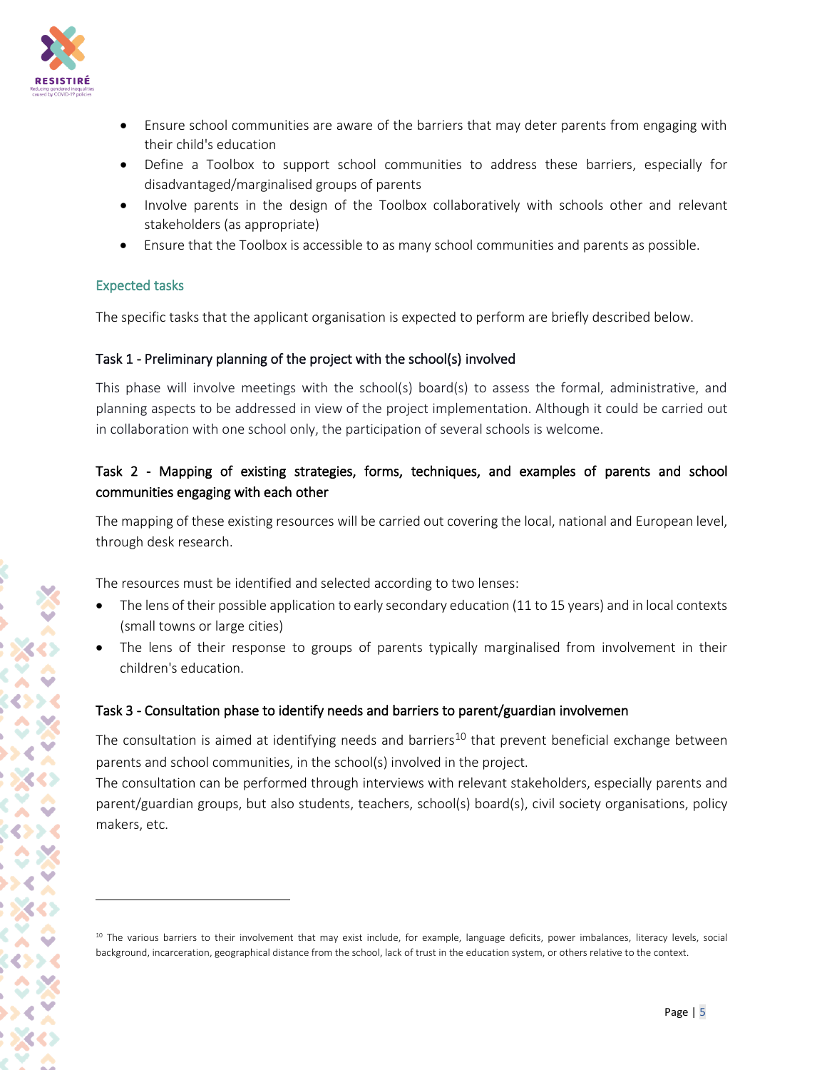- Ensure school communities are aware of the barriers that may deter parents from engaging with their child's education
- Define a Toolbox to support school communities to address these barriers, especially for disadvantaged/marginalised groups of parents
- Involve parents in the design of the Toolbox collaboratively with schools other and relevant stakeholders (as appropriate)
- Ensure that the Toolbox is accessible to as many school communities and parents as possible.

## Expected tasks

The specific tasks that the applicant organisation is expected to perform are briefly described below.

### Task 1 - Preliminary planning of the project with the school(s) involved

This phase will involve meetings with the school(s) board(s) to assess the formal, administrative, and planning aspects to be addressed in view of the project implementation. Although it could be carried out in collaboration with one school only, the participation of several schools is welcome.

### Task 2 - Mapping of existing strategies, forms, techniques, and examples of parents and school communities engaging with each other

The mapping of these existing resources will be carried out covering the local, national and European level, through desk research.

The resources must be identified and selected according to two lenses:

- The lens of their possible application to early secondary education (11 to 15 years) and in local contexts (small towns or large cities)
- The lens of their response to groups of parents typically marginalised from involvement in their children's education.

### Task 3 - Consultation phase to identify needs and barriers to parent/guardian involvemen

The consultation is aimed at identifying needs and barriers[10] that prevent beneficial exchange between parents and school communities, in the school(s) involved in the project.
The consultation can be performed through interviews with relevant stakeholders, especially parents and parent/guardian groups, but also students, teachers, school(s) board(s), civil society organisations, policy makers, etc.

---

[10] The various barriers to their involvement that may exist include, for example, language deficits, power imbalances, literacy levels, social background, incarceration, geographical distance from the school, lack of trust in the education system, or others relative to the context.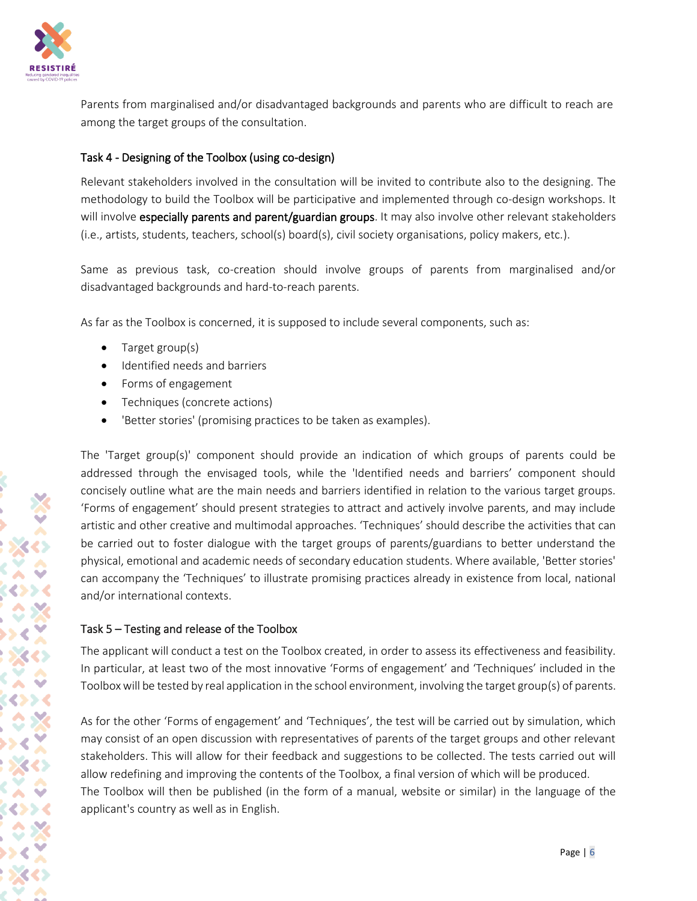Parents from marginalised and/or disadvantaged backgrounds and parents who are difficult to reach are among the target groups of the consultation.

### Task 4 - Designing of the Toolbox (using co-design)

Relevant stakeholders involved in the consultation will be invited to contribute also to the designing. The methodology to build the Toolbox will be participative and implemented through co-design workshops. It will involve **especially parents and parent/guardian groups**. It may also involve other relevant stakeholders (i.e., artists, students, teachers, school(s) board(s), civil society organisations, policy makers, etc.).

Same as previous task, co-creation should involve groups of parents from marginalised and/or disadvantaged backgrounds and hard-to-reach parents.

As far as the Toolbox is concerned, it is supposed to include several components, such as:

- Target group(s)
- Identified needs and barriers
- Forms of engagement
- Techniques (concrete actions)
- 'Better stories' (promising practices to be taken as examples).

The 'Target group(s)' component should provide an indication of which groups of parents could be addressed through the envisaged tools, while the 'Identified needs and barriers' component should concisely outline what are the main needs and barriers identified in relation to the various target groups. 'Forms of engagement' should present strategies to attract and actively involve parents, and may include artistic and other creative and multimodal approaches. 'Techniques' should describe the activities that can be carried out to foster dialogue with the target groups of parents/guardians to better understand the physical, emotional and academic needs of secondary education students. Where available, 'Better stories' can accompany the 'Techniques' to illustrate promising practices already in existence from local, national and/or international contexts.

### Task 5 – Testing and release of the Toolbox

The applicant will conduct a test on the Toolbox created, in order to assess its effectiveness and feasibility. In particular, at least two of the most innovative 'Forms of engagement' and 'Techniques' included in the Toolbox will be tested by real application in the school environment, involving the target group(s) of parents.

As for the other 'Forms of engagement' and 'Techniques', the test will be carried out by simulation, which may consist of an open discussion with representatives of parents of the target groups and other relevant stakeholders. This will allow for their feedback and suggestions to be collected. The tests carried out will allow redefining and improving the contents of the Toolbox, a final version of which will be produced.
The Toolbox will then be published (in the form of a manual, website or similar) in the language of the applicant's country as well as in English.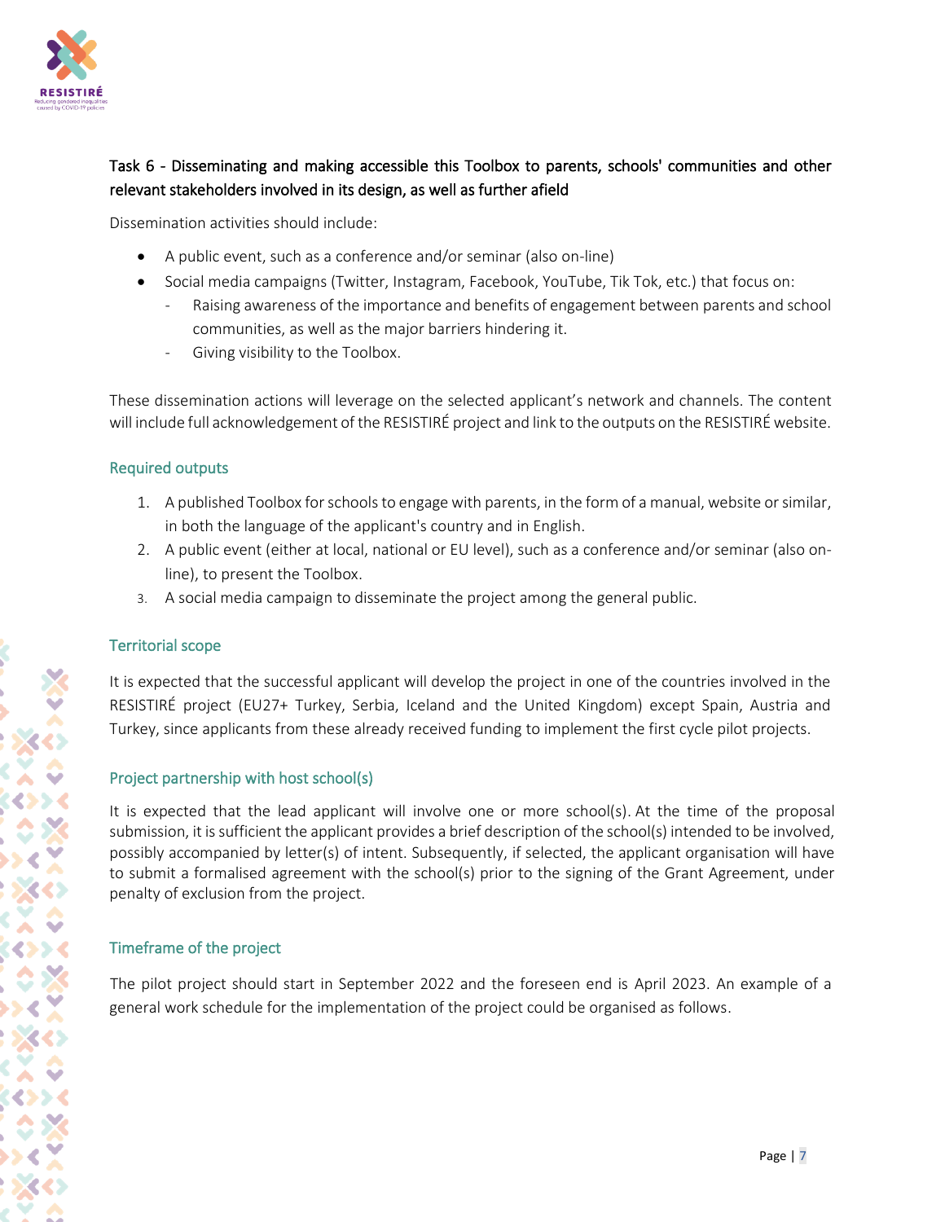### Task 6 - Disseminating and making accessible this Toolbox to parents, schools' communities and other relevant stakeholders involved in its design, as well as further afield

Dissemination activities should include:

- A public event, such as a conference and/or seminar (also on-line)
- Social media campaigns (Twitter, Instagram, Facebook, YouTube, Tik Tok, etc.) that focus on:
  - Raising awareness of the importance and benefits of engagement between parents and school communities, as well as the major barriers hindering it.
  - Giving visibility to the Toolbox.

These dissemination actions will leverage on the selected applicant's network and channels. The content will include full acknowledgement of the RESISTIRÉ project and link to the outputs on the RESISTIRÉ website.

## Required outputs

1. A published Toolbox for schools to engage with parents, in the form of a manual, website or similar, in both the language of the applicant's country and in English.
2. A public event (either at local, national or EU level), such as a conference and/or seminar (also on-line), to present the Toolbox.
3. A social media campaign to disseminate the project among the general public.

## Territorial scope

It is expected that the successful applicant will develop the project in one of the countries involved in the RESISTIRÉ project (EU27+ Turkey, Serbia, Iceland and the United Kingdom) except Spain, Austria and Turkey, since applicants from these already received funding to implement the first cycle pilot projects.

## Project partnership with host school(s)

It is expected that the lead applicant will involve one or more school(s). At the time of the proposal submission, it is sufficient the applicant provides a brief description of the school(s) intended to be involved, possibly accompanied by letter(s) of intent. Subsequently, if selected, the applicant organisation will have to submit a formalised agreement with the school(s) prior to the signing of the Grant Agreement, under penalty of exclusion from the project.

## Timeframe of the project

The pilot project should start in September 2022 and the foreseen end is April 2023. An example of a general work schedule for the implementation of the project could be organised as follows.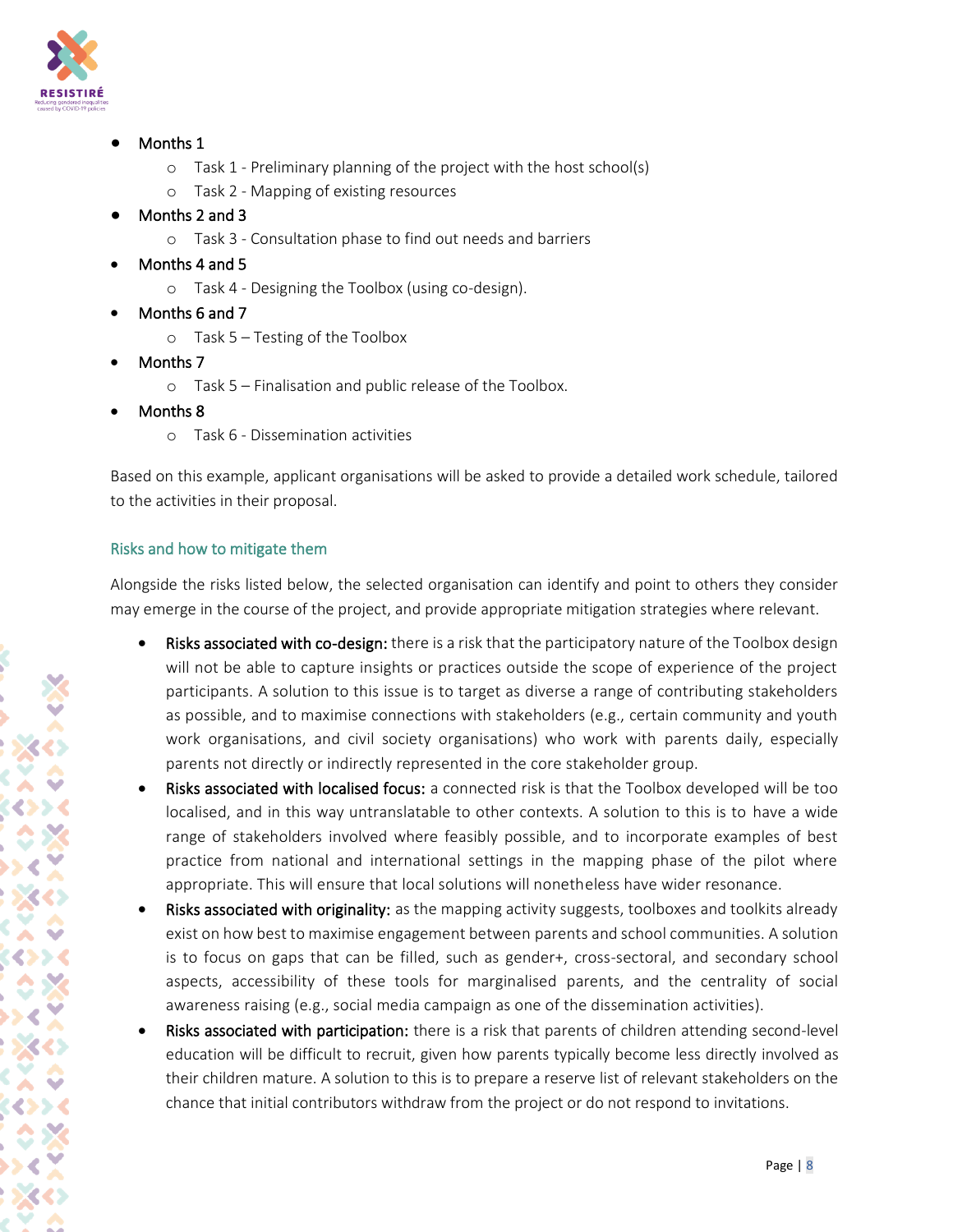- Months 1
  - Task 1 - Preliminary planning of the project with the host school(s)
  - Task 2 - Mapping of existing resources
- Months 2 and 3
  - Task 3 - Consultation phase to find out needs and barriers
- Months 4 and 5
  - Task 4 - Designing the Toolbox (using co-design).
- Months 6 and 7
  - Task 5 – Testing of the Toolbox
- Months 7
  - Task 5 – Finalisation and public release of the Toolbox.
- Months 8
  - Task 6 - Dissemination activities

Based on this example, applicant organisations will be asked to provide a detailed work schedule, tailored to the activities in their proposal.

### Risks and how to mitigate them

Alongside the risks listed below, the selected organisation can identify and point to others they consider may emerge in the course of the project, and provide appropriate mitigation strategies where relevant.

- **Risks associated with co-design:** there is a risk that the participatory nature of the Toolbox design will not be able to capture insights or practices outside the scope of experience of the project participants. A solution to this issue is to target as diverse a range of contributing stakeholders as possible, and to maximise connections with stakeholders (e.g., certain community and youth work organisations, and civil society organisations) who work with parents daily, especially parents not directly or indirectly represented in the core stakeholder group.
- **Risks associated with localised focus:** a connected risk is that the Toolbox developed will be too localised, and in this way untranslatable to other contexts. A solution to this is to have a wide range of stakeholders involved where feasibly possible, and to incorporate examples of best practice from national and international settings in the mapping phase of the pilot where appropriate. This will ensure that local solutions will nonetheless have wider resonance.
- **Risks associated with originality:** as the mapping activity suggests, toolboxes and toolkits already exist on how best to maximise engagement between parents and school communities. A solution is to focus on gaps that can be filled, such as gender+, cross-sectoral, and secondary school aspects, accessibility of these tools for marginalised parents, and the centrality of social awareness raising (e.g., social media campaign as one of the dissemination activities).
- **Risks associated with participation:** there is a risk that parents of children attending second-level education will be difficult to recruit, given how parents typically become less directly involved as their children mature. A solution to this is to prepare a reserve list of relevant stakeholders on the chance that initial contributors withdraw from the project or do not respond to invitations.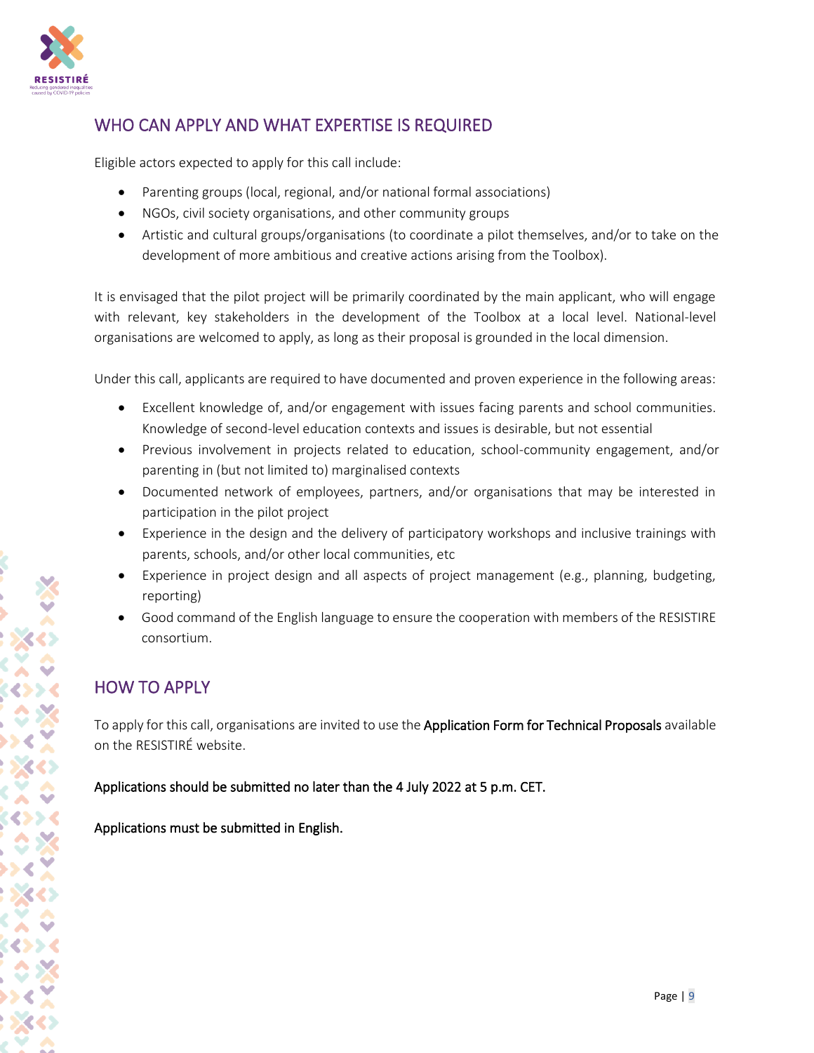## WHO CAN APPLY AND WHAT EXPERTISE IS REQUIRED

Eligible actors expected to apply for this call include:

- Parenting groups (local, regional, and/or national formal associations)
- NGOs, civil society organisations, and other community groups
- Artistic and cultural groups/organisations (to coordinate a pilot themselves, and/or to take on the development of more ambitious and creative actions arising from the Toolbox).

It is envisaged that the pilot project will be primarily coordinated by the main applicant, who will engage with relevant, key stakeholders in the development of the Toolbox at a local level. National-level organisations are welcomed to apply, as long as their proposal is grounded in the local dimension.

Under this call, applicants are required to have documented and proven experience in the following areas:

- Excellent knowledge of, and/or engagement with issues facing parents and school communities. Knowledge of second-level education contexts and issues is desirable, but not essential
- Previous involvement in projects related to education, school-community engagement, and/or parenting in (but not limited to) marginalised contexts
- Documented network of employees, partners, and/or organisations that may be interested in participation in the pilot project
- Experience in the design and the delivery of participatory workshops and inclusive trainings with parents, schools, and/or other local communities, etc
- Experience in project design and all aspects of project management (e.g., planning, budgeting, reporting)
- Good command of the English language to ensure the cooperation with members of the RESISTIRE consortium.

## HOW TO APPLY

To apply for this call, organisations are invited to use the **Application Form for Technical Proposals** available on the RESISTIRÉ website.

**Applications should be submitted no later than the 4 July 2022 at 5 p.m. CET.**

**Applications must be submitted in English.**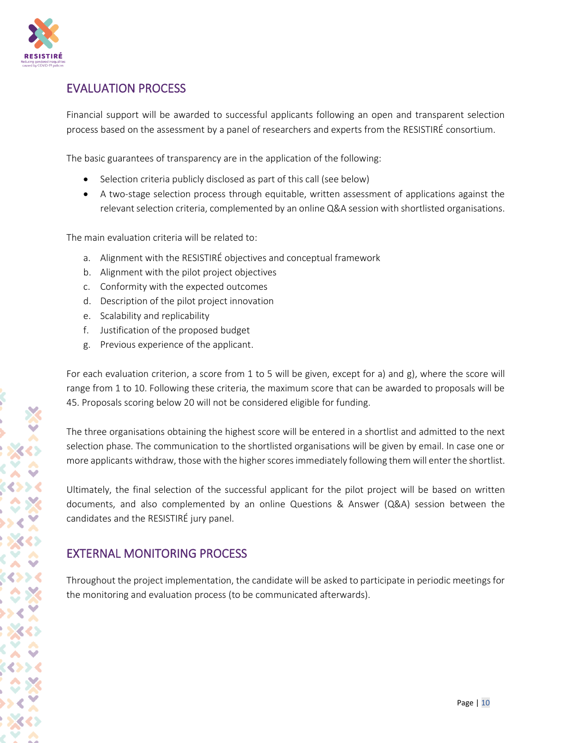## EVALUATION PROCESS

Financial support will be awarded to successful applicants following an open and transparent selection process based on the assessment by a panel of researchers and experts from the RESISTIRÉ consortium.

The basic guarantees of transparency are in the application of the following:

- Selection criteria publicly disclosed as part of this call (see below)
- A two-stage selection process through equitable, written assessment of applications against the relevant selection criteria, complemented by an online Q&A session with shortlisted organisations.

The main evaluation criteria will be related to:

a. Alignment with the RESISTIRÉ objectives and conceptual framework
b. Alignment with the pilot project objectives
c. Conformity with the expected outcomes
d. Description of the pilot project innovation
e. Scalability and replicability
f. Justification of the proposed budget
g. Previous experience of the applicant.

For each evaluation criterion, a score from 1 to 5 will be given, except for a) and g), where the score will range from 1 to 10. Following these criteria, the maximum score that can be awarded to proposals will be 45. Proposals scoring below 20 will not be considered eligible for funding.

The three organisations obtaining the highest score will be entered in a shortlist and admitted to the next selection phase. The communication to the shortlisted organisations will be given by email. In case one or more applicants withdraw, those with the higher scores immediately following them will enter the shortlist.

Ultimately, the final selection of the successful applicant for the pilot project will be based on written documents, and also complemented by an online Questions & Answer (Q&A) session between the candidates and the RESISTIRÉ jury panel.

## EXTERNAL MONITORING PROCESS

Throughout the project implementation, the candidate will be asked to participate in periodic meetings for the monitoring and evaluation process (to be communicated afterwards).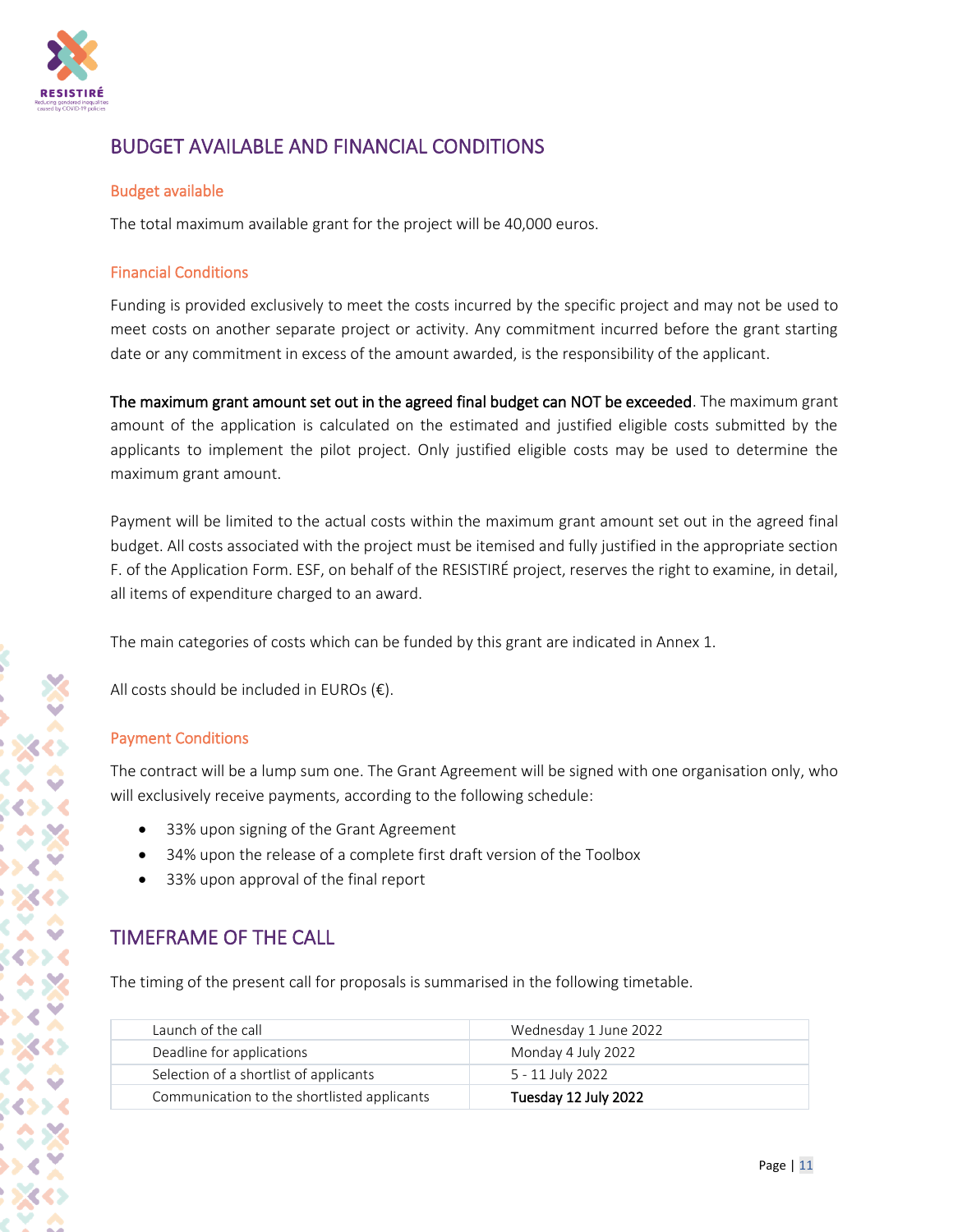## BUDGET AVAILABLE AND FINANCIAL CONDITIONS

### Budget available

The total maximum available grant for the project will be 40,000 euros.

### Financial Conditions

Funding is provided exclusively to meet the costs incurred by the specific project and may not be used to meet costs on another separate project or activity. Any commitment incurred before the grant starting date or any commitment in excess of the amount awarded, is the responsibility of the applicant.

**The maximum grant amount set out in the agreed final budget can NOT be exceeded**. The maximum grant amount of the application is calculated on the estimated and justified eligible costs submitted by the applicants to implement the pilot project. Only justified eligible costs may be used to determine the maximum grant amount.

Payment will be limited to the actual costs within the maximum grant amount set out in the agreed final budget. All costs associated with the project must be itemised and fully justified in the appropriate section F. of the Application Form. ESF, on behalf of the RESISTIRÉ project, reserves the right to examine, in detail, all items of expenditure charged to an award.

The main categories of costs which can be funded by this grant are indicated in Annex 1.

All costs should be included in EUROs (€).

### Payment Conditions

The contract will be a lump sum one. The Grant Agreement will be signed with one organisation only, who will exclusively receive payments, according to the following schedule:

- 33% upon signing of the Grant Agreement
- 34% upon the release of a complete first draft version of the Toolbox
- 33% upon approval of the final report

## TIMEFRAME OF THE CALL

The timing of the present call for proposals is summarised in the following timetable.

| | |
|---|---|
| Launch of the call | Wednesday 1 June 2022 |
| Deadline for applications | Monday 4 July 2022 |
| Selection of a shortlist of applicants | 5 - 11 July 2022 |
| Communication to the shortlisted applicants | **Tuesday 12 July 2022** |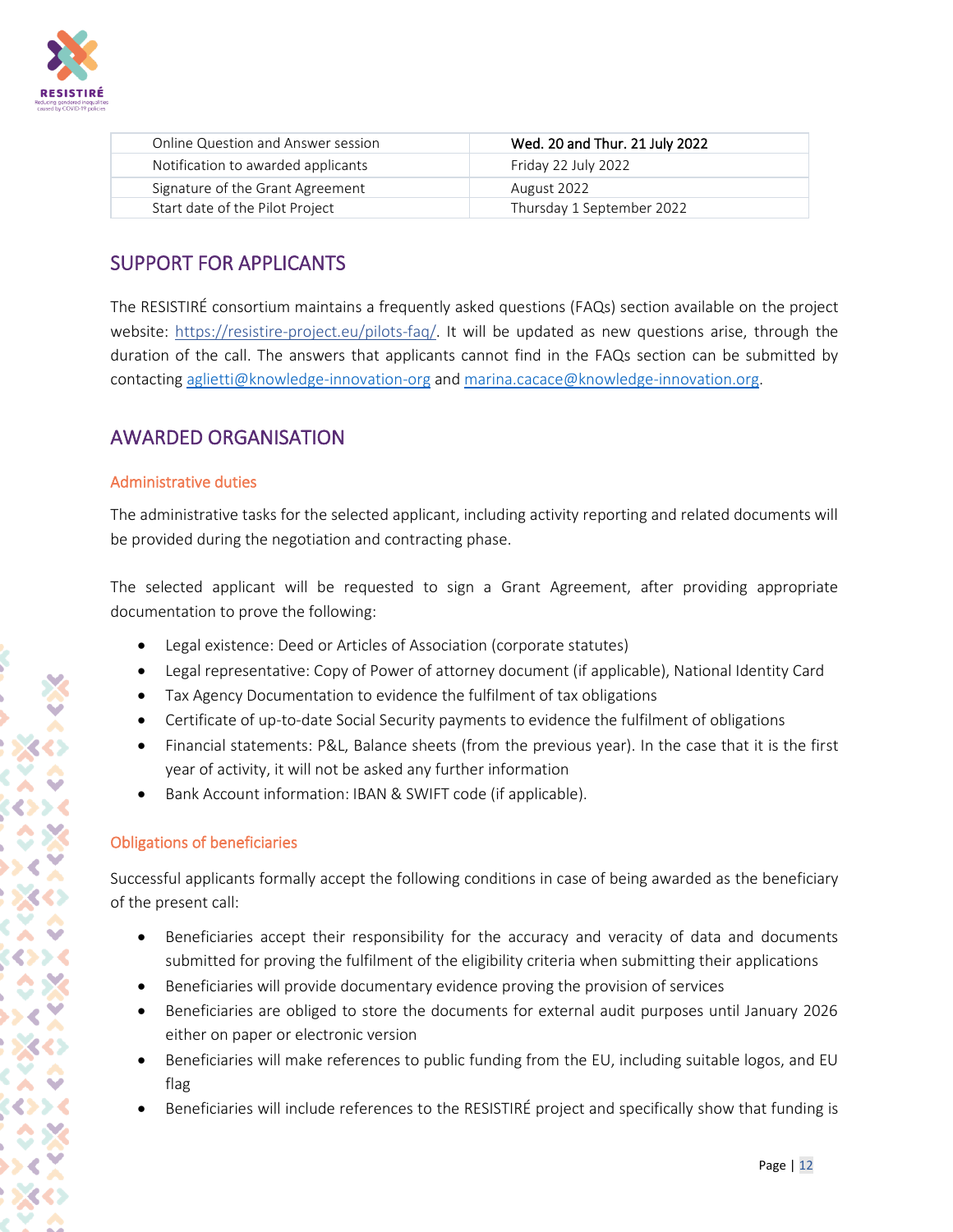| Online Question and Answer session | **Wed. 20 and Thur. 21 July 2022** |
|---|---|
| Notification to awarded applicants | Friday 22 July 2022 |
| Signature of the Grant Agreement | August 2022 |
| Start date of the Pilot Project | Thursday 1 September 2022 |

## SUPPORT FOR APPLICANTS

The RESISTIRÉ consortium maintains a frequently asked questions (FAQs) section available on the project website: https://resistire-project.eu/pilots-faq/. It will be updated as new questions arise, through the duration of the call. The answers that applicants cannot find in the FAQs section can be submitted by contacting aglietti@knowledge-innovation-org and marina.cacace@knowledge-innovation.org.

## AWARDED ORGANISATION

### Administrative duties

The administrative tasks for the selected applicant, including activity reporting and related documents will be provided during the negotiation and contracting phase.

The selected applicant will be requested to sign a Grant Agreement, after providing appropriate documentation to prove the following:

- Legal existence: Deed or Articles of Association (corporate statutes)
- Legal representative: Copy of Power of attorney document (if applicable), National Identity Card
- Tax Agency Documentation to evidence the fulfilment of tax obligations
- Certificate of up-to-date Social Security payments to evidence the fulfilment of obligations
- Financial statements: P&L, Balance sheets (from the previous year). In the case that it is the first year of activity, it will not be asked any further information
- Bank Account information: IBAN & SWIFT code (if applicable).

### Obligations of beneficiaries

Successful applicants formally accept the following conditions in case of being awarded as the beneficiary of the present call:

- Beneficiaries accept their responsibility for the accuracy and veracity of data and documents submitted for proving the fulfilment of the eligibility criteria when submitting their applications
- Beneficiaries will provide documentary evidence proving the provision of services
- Beneficiaries are obliged to store the documents for external audit purposes until January 2026 either on paper or electronic version
- Beneficiaries will make references to public funding from the EU, including suitable logos, and EU flag
- Beneficiaries will include references to the RESISTIRÉ project and specifically show that funding is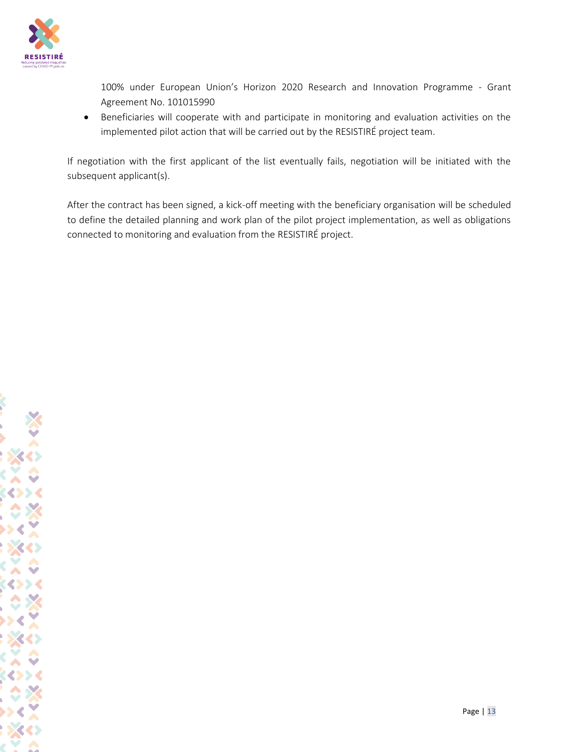100% under European Union's Horizon 2020 Research and Innovation Programme - Grant Agreement No. 101015990

- Beneficiaries will cooperate with and participate in monitoring and evaluation activities on the implemented pilot action that will be carried out by the RESISTIRÉ project team.

If negotiation with the first applicant of the list eventually fails, negotiation will be initiated with the subsequent applicant(s).

After the contract has been signed, a kick-off meeting with the beneficiary organisation will be scheduled to define the detailed planning and work plan of the pilot project implementation, as well as obligations connected to monitoring and evaluation from the RESISTIRÉ project.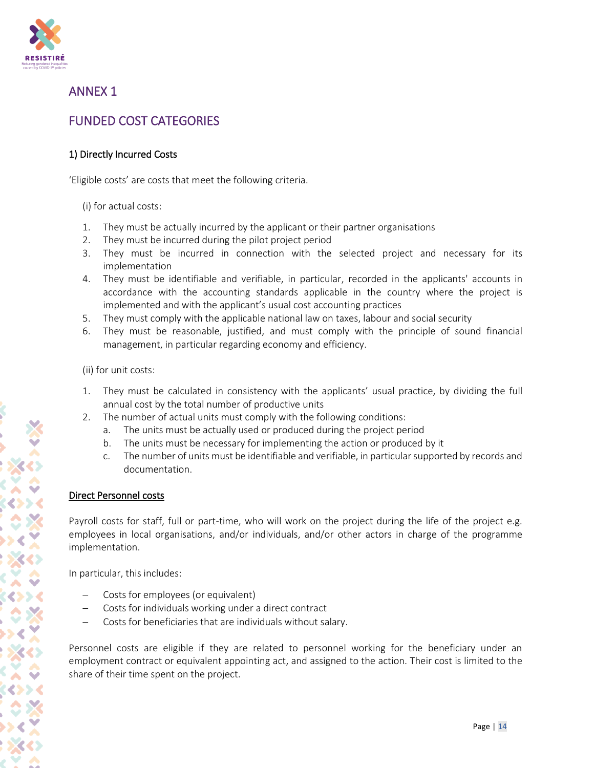# ANNEX 1

# FUNDED COST CATEGORIES

### 1) Directly Incurred Costs

'Eligible costs' are costs that meet the following criteria.

(i) for actual costs:

1. They must be actually incurred by the applicant or their partner organisations
2. They must be incurred during the pilot project period
3. They must be incurred in connection with the selected project and necessary for its implementation
4. They must be identifiable and verifiable, in particular, recorded in the applicants' accounts in accordance with the accounting standards applicable in the country where the project is implemented and with the applicant's usual cost accounting practices
5. They must comply with the applicable national law on taxes, labour and social security
6. They must be reasonable, justified, and must comply with the principle of sound financial management, in particular regarding economy and efficiency.

(ii) for unit costs:

1. They must be calculated in consistency with the applicants' usual practice, by dividing the full annual cost by the total number of productive units
2. The number of actual units must comply with the following conditions:
   a. The units must be actually used or produced during the project period
   b. The units must be necessary for implementing the action or produced by it
   c. The number of units must be identifiable and verifiable, in particular supported by records and documentation.

<u>Direct Personnel costs</u>

Payroll costs for staff, full or part-time, who will work on the project during the life of the project e.g. employees in local organisations, and/or individuals, and/or other actors in charge of the programme implementation.

In particular, this includes:

- Costs for employees (or equivalent)
- Costs for individuals working under a direct contract
- Costs for beneficiaries that are individuals without salary.

Personnel costs are eligible if they are related to personnel working for the beneficiary under an employment contract or equivalent appointing act, and assigned to the action. Their cost is limited to the share of their time spent on the project.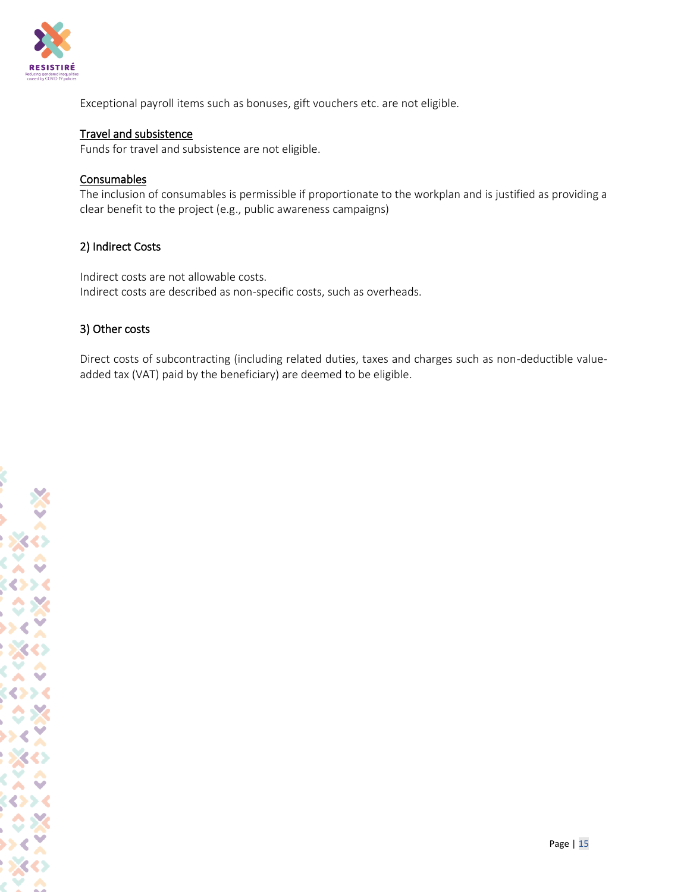Exceptional payroll items such as bonuses, gift vouchers etc. are not eligible.

Travel and subsistence

Funds for travel and subsistence are not eligible.

Consumables

The inclusion of consumables is permissible if proportionate to the workplan and is justified as providing a clear benefit to the project (e.g., public awareness campaigns)

### 2) Indirect Costs

Indirect costs are not allowable costs.
Indirect costs are described as non-specific costs, such as overheads.

### 3) Other costs

Direct costs of subcontracting (including related duties, taxes and charges such as non-deductible value-added tax (VAT) paid by the beneficiary) are deemed to be eligible.